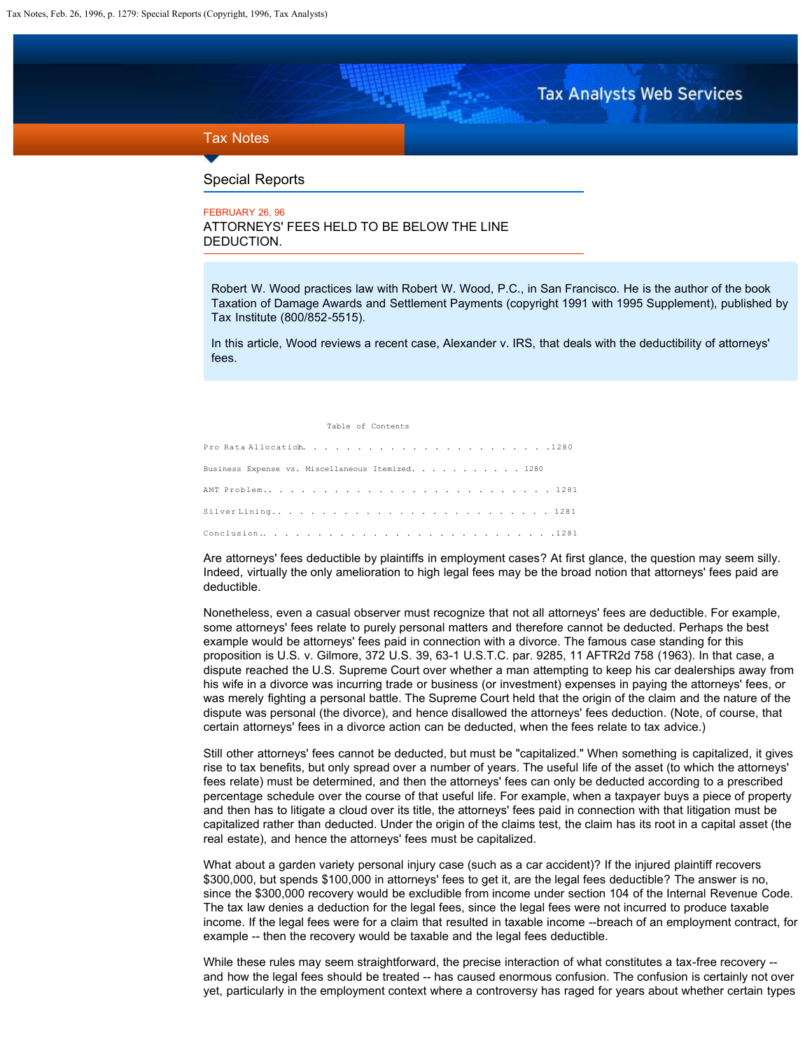Tax Notes

## Special Reports

FEBRUARY 26, 96

# ATTORNEYS' FEES HELD TO BE BELOW THE LINE DEDUCTION.

Robert W. Wood practices law with Robert W. Wood, P.C., in San Francisco. He is the author of the book Taxation of Damage Awards and Settlement Payments (copyright 1991 with 1995 Supplement), published by Tax Institute (800/852-5515).

In this article, Wood reviews a recent case, Alexander v. IRS, that deals with the deductibility of attorneys' fees.

Table of Contents

- Pro Rata Allocation. . . . . . . . . . . . . . . . . . . . . . . . 1280
- Business Expense vs. Miscellaneous Itemized. . . . . . . . . . . 1280
- AMT Problem.. . . . . . . . . . . . . . . . . . . . . . . . . . 1281
- Silver Lining.. . . . . . . . . . . . . . . . . . . . . . . . . 1281
- Conclusion.. . . . . . . . . . . . . . . . . . . . . . . . . . .1281

Are attorneys' fees deductible by plaintiffs in employment cases? At first glance, the question may seem silly. Indeed, virtually the only amelioration to high legal fees may be the broad notion that attorneys' fees paid are deductible.

Nonetheless, even a casual observer must recognize that not all attorneys' fees are deductible. For example, some attorneys' fees relate to purely personal matters and therefore cannot be deducted. Perhaps the best example would be attorneys' fees paid in connection with a divorce. The famous case standing for this proposition is U.S. v. Gilmore, 372 U.S. 39, 63-1 U.S.T.C. par. 9285, 11 AFTR2d 758 (1963). In that case, a dispute reached the U.S. Supreme Court over whether a man attempting to keep his car dealerships away from his wife in a divorce was incurring trade or business (or investment) expenses in paying the attorneys' fees, or was merely fighting a personal battle. The Supreme Court held that the origin of the claim and the nature of the dispute was personal (the divorce), and hence disallowed the attorneys' fees deduction. (Note, of course, that certain attorneys' fees in a divorce action can be deducted, when the fees relate to tax advice.)

Still other attorneys' fees cannot be deducted, but must be "capitalized." When something is capitalized, it gives rise to tax benefits, but only spread over a number of years. The useful life of the asset (to which the attorneys' fees relate) must be determined, and then the attorneys' fees can only be deducted according to a prescribed percentage schedule over the course of that useful life. For example, when a taxpayer buys a piece of property and then has to litigate a cloud over its title, the attorneys' fees paid in connection with that litigation must be capitalized rather than deducted. Under the origin of the claims test, the claim has its root in a capital asset (the real estate), and hence the attorneys' fees must be capitalized.

What about a garden variety personal injury case (such as a car accident)? If the injured plaintiff recovers $300,000, but spends $100,000 in attorneys' fees to get it, are the legal fees deductible? The answer is no, since the $300,000 recovery would be excludible from income under section 104 of the Internal Revenue Code. The tax law denies a deduction for the legal fees, since the legal fees were not incurred to produce taxable income. If the legal fees were for a claim that resulted in taxable income --breach of an employment contract, for example -- then the recovery would be taxable and the legal fees deductible.

While these rules may seem straightforward, the precise interaction of what constitutes a tax-free recovery -- and how the legal fees should be treated -- has caused enormous confusion. The confusion is certainly not over yet, particularly in the employment context where a controversy has raged for years about whether certain types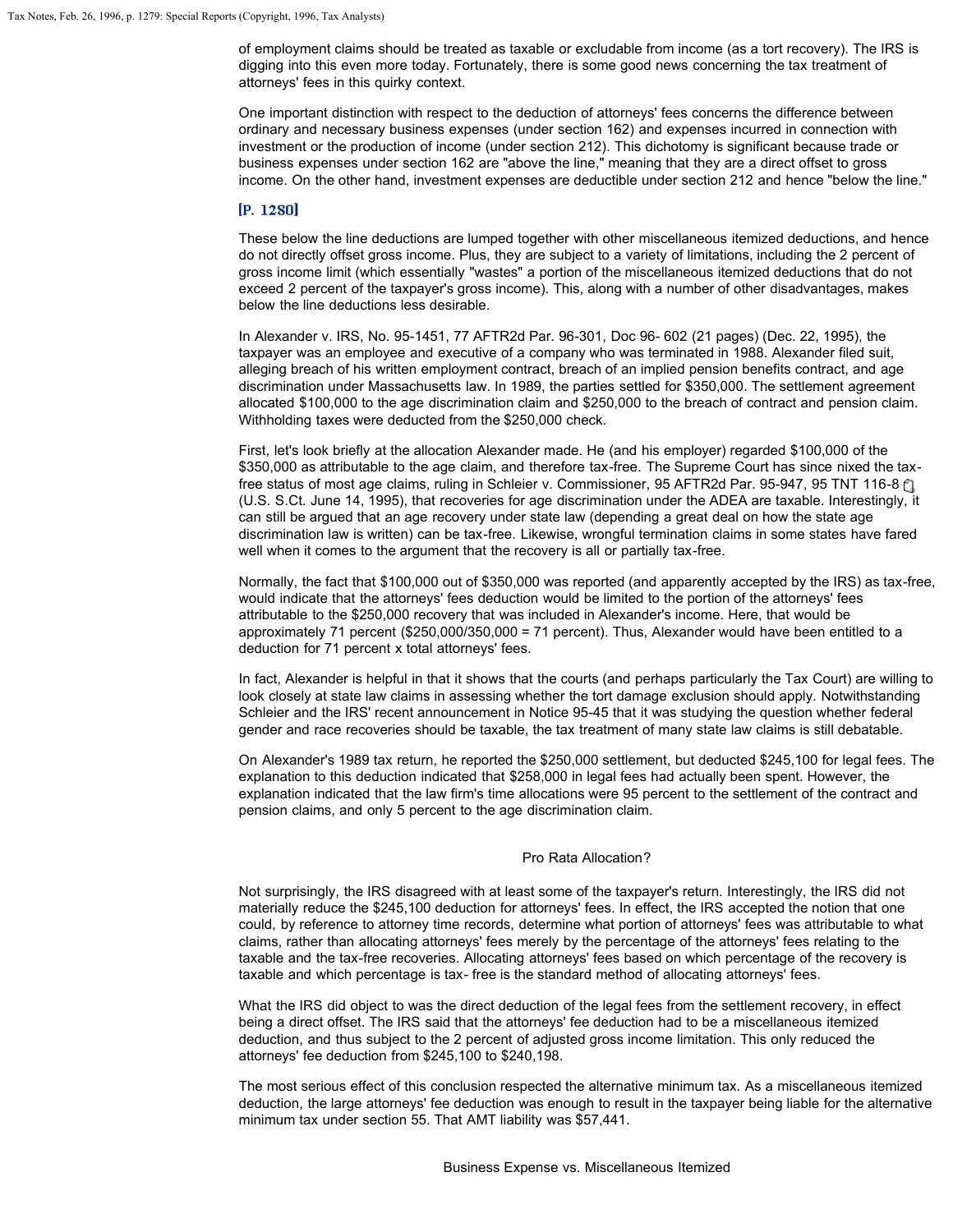of employment claims should be treated as taxable or excludable from income (as a tort recovery). The IRS is digging into this even more today. Fortunately, there is some good news concerning the tax treatment of attorneys' fees in this quirky context.

One important distinction with respect to the deduction of attorneys' fees concerns the difference between ordinary and necessary business expenses (under section 162) and expenses incurred in connection with investment or the production of income (under section 212). This dichotomy is significant because trade or business expenses under section 162 are "above the line," meaning that they are a direct offset to gross income. On the other hand, investment expenses are deductible under section 212 and hence "below the line."

**[P. 1280]**

These below the line deductions are lumped together with other miscellaneous itemized deductions, and hence do not directly offset gross income. Plus, they are subject to a variety of limitations, including the 2 percent of gross income limit (which essentially "wastes" a portion of the miscellaneous itemized deductions that do not exceed 2 percent of the taxpayer's gross income). This, along with a number of other disadvantages, makes below the line deductions less desirable.

In Alexander v. IRS, No. 95-1451, 77 AFTR2d Par. 96-301, Doc 96- 602 (21 pages) (Dec. 22, 1995), the taxpayer was an employee and executive of a company who was terminated in 1988. Alexander filed suit, alleging breach of his written employment contract, breach of an implied pension benefits contract, and age discrimination under Massachusetts law. In 1989, the parties settled for $350,000. The settlement agreement allocated $100,000 to the age discrimination claim and $250,000 to the breach of contract and pension claim. Withholding taxes were deducted from the $250,000 check.

First, let's look briefly at the allocation Alexander made. He (and his employer) regarded $100,000 of the $350,000 as attributable to the age claim, and therefore tax-free. The Supreme Court has since nixed the tax-free status of most age claims, ruling in Schleier v. Commissioner, 95 AFTR2d Par. 95-947, 95 TNT 116-8 (U.S. S.Ct. June 14, 1995), that recoveries for age discrimination under the ADEA are taxable. Interestingly, it can still be argued that an age recovery under state law (depending a great deal on how the state age discrimination law is written) can be tax-free. Likewise, wrongful termination claims in some states have fared well when it comes to the argument that the recovery is all or partially tax-free.

Normally, the fact that $100,000 out of $350,000 was reported (and apparently accepted by the IRS) as tax-free, would indicate that the attorneys' fees deduction would be limited to the portion of the attorneys' fees attributable to the $250,000 recovery that was included in Alexander's income. Here, that would be approximately 71 percent ($250,000/350,000 = 71 percent). Thus, Alexander would have been entitled to a deduction for 71 percent x total attorneys' fees.

In fact, Alexander is helpful in that it shows that the courts (and perhaps particularly the Tax Court) are willing to look closely at state law claims in assessing whether the tort damage exclusion should apply. Notwithstanding Schleier and the IRS' recent announcement in Notice 95-45 that it was studying the question whether federal gender and race recoveries should be taxable, the tax treatment of many state law claims is still debatable.

On Alexander's 1989 tax return, he reported the $250,000 settlement, but deducted $245,100 for legal fees. The explanation to this deduction indicated that $258,000 in legal fees had actually been spent. However, the explanation indicated that the law firm's time allocations were 95 percent to the settlement of the contract and pension claims, and only 5 percent to the age discrimination claim.

## Pro Rata Allocation?

Not surprisingly, the IRS disagreed with at least some of the taxpayer's return. Interestingly, the IRS did not materially reduce the $245,100 deduction for attorneys' fees. In effect, the IRS accepted the notion that one could, by reference to attorney time records, determine what portion of attorneys' fees was attributable to what claims, rather than allocating attorneys' fees merely by the percentage of the attorneys' fees relating to the taxable and the tax-free recoveries. Allocating attorneys' fees based on which percentage of the recovery is taxable and which percentage is tax- free is the standard method of allocating attorneys' fees.

What the IRS did object to was the direct deduction of the legal fees from the settlement recovery, in effect being a direct offset. The IRS said that the attorneys' fee deduction had to be a miscellaneous itemized deduction, and thus subject to the 2 percent of adjusted gross income limitation. This only reduced the attorneys' fee deduction from $245,100 to $240,198.

The most serious effect of this conclusion respected the alternative minimum tax. As a miscellaneous itemized deduction, the large attorneys' fee deduction was enough to result in the taxpayer being liable for the alternative minimum tax under section 55. That AMT liability was $57,441.

## Business Expense vs. Miscellaneous Itemized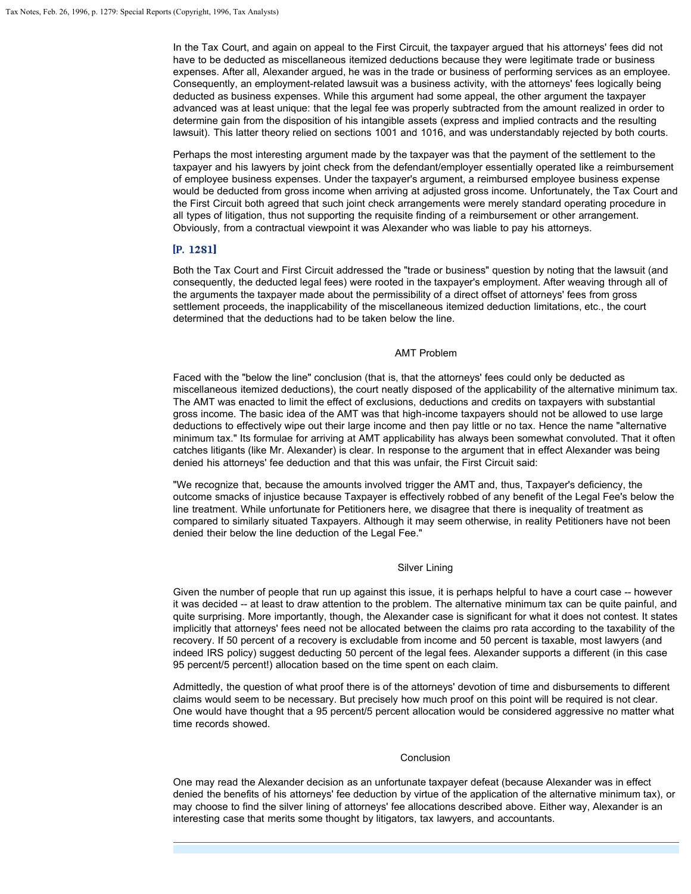In the Tax Court, and again on appeal to the First Circuit, the taxpayer argued that his attorneys' fees did not have to be deducted as miscellaneous itemized deductions because they were legitimate trade or business expenses. After all, Alexander argued, he was in the trade or business of performing services as an employee. Consequently, an employment-related lawsuit was a business activity, with the attorneys' fees logically being deducted as business expenses. While this argument had some appeal, the other argument the taxpayer advanced was at least unique: that the legal fee was properly subtracted from the amount realized in order to determine gain from the disposition of his intangible assets (express and implied contracts and the resulting lawsuit). This latter theory relied on sections 1001 and 1016, and was understandably rejected by both courts.

Perhaps the most interesting argument made by the taxpayer was that the payment of the settlement to the taxpayer and his lawyers by joint check from the defendant/employer essentially operated like a reimbursement of employee business expenses. Under the taxpayer's argument, a reimbursed employee business expense would be deducted from gross income when arriving at adjusted gross income. Unfortunately, the Tax Court and the First Circuit both agreed that such joint check arrangements were merely standard operating procedure in all types of litigation, thus not supporting the requisite finding of a reimbursement or other arrangement. Obviously, from a contractual viewpoint it was Alexander who was liable to pay his attorneys.

[P. 1281]

Both the Tax Court and First Circuit addressed the "trade or business" question by noting that the lawsuit (and consequently, the deducted legal fees) were rooted in the taxpayer's employment. After weaving through all of the arguments the taxpayer made about the permissibility of a direct offset of attorneys' fees from gross settlement proceeds, the inapplicability of the miscellaneous itemized deduction limitations, etc., the court determined that the deductions had to be taken below the line.

## AMT Problem

Faced with the "below the line" conclusion (that is, that the attorneys' fees could only be deducted as miscellaneous itemized deductions), the court neatly disposed of the applicability of the alternative minimum tax. The AMT was enacted to limit the effect of exclusions, deductions and credits on taxpayers with substantial gross income. The basic idea of the AMT was that high-income taxpayers should not be allowed to use large deductions to effectively wipe out their large income and then pay little or no tax. Hence the name "alternative minimum tax." Its formulae for arriving at AMT applicability has always been somewhat convoluted. That it often catches litigants (like Mr. Alexander) is clear. In response to the argument that in effect Alexander was being denied his attorneys' fee deduction and that this was unfair, the First Circuit said:

"We recognize that, because the amounts involved trigger the AMT and, thus, Taxpayer's deficiency, the outcome smacks of injustice because Taxpayer is effectively robbed of any benefit of the Legal Fee's below the line treatment. While unfortunate for Petitioners here, we disagree that there is inequality of treatment as compared to similarly situated Taxpayers. Although it may seem otherwise, in reality Petitioners have not been denied their below the line deduction of the Legal Fee."

## Silver Lining

Given the number of people that run up against this issue, it is perhaps helpful to have a court case -- however it was decided -- at least to draw attention to the problem. The alternative minimum tax can be quite painful, and quite surprising. More importantly, though, the Alexander case is significant for what it does not contest. It states implicitly that attorneys' fees need not be allocated between the claims pro rata according to the taxability of the recovery. If 50 percent of a recovery is excludable from income and 50 percent is taxable, most lawyers (and indeed IRS policy) suggest deducting 50 percent of the legal fees. Alexander supports a different (in this case 95 percent/5 percent!) allocation based on the time spent on each claim.

Admittedly, the question of what proof there is of the attorneys' devotion of time and disbursements to different claims would seem to be necessary. But precisely how much proof on this point will be required is not clear. One would have thought that a 95 percent/5 percent allocation would be considered aggressive no matter what time records showed.

## Conclusion

One may read the Alexander decision as an unfortunate taxpayer defeat (because Alexander was in effect denied the benefits of his attorneys' fee deduction by virtue of the application of the alternative minimum tax), or may choose to find the silver lining of attorneys' fee allocations described above. Either way, Alexander is an interesting case that merits some thought by litigators, tax lawyers, and accountants.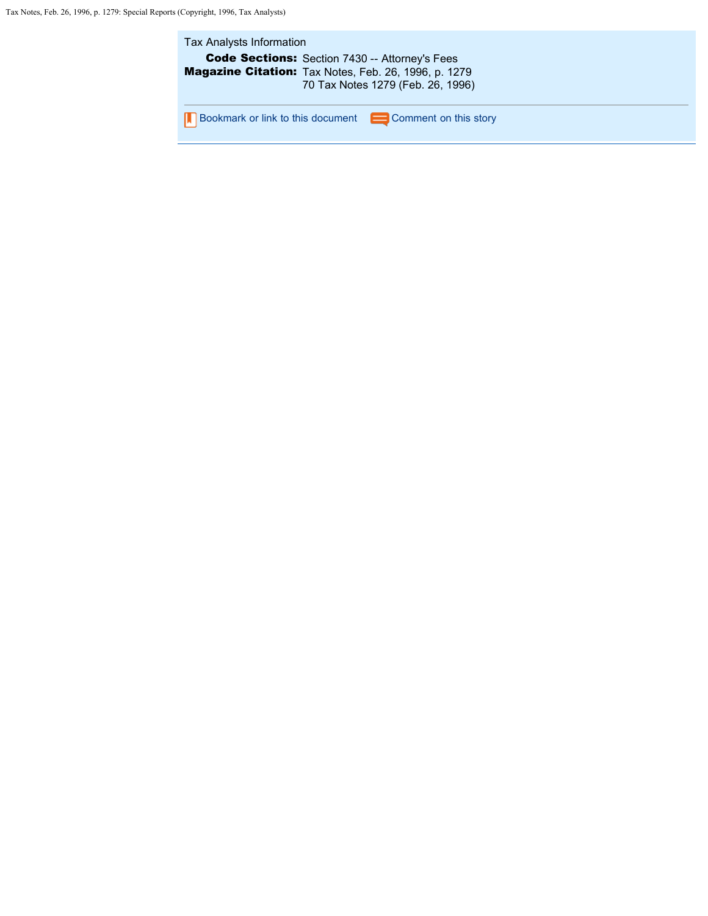Tax Analysts Information

**Code Sections:** Section 7430 -- Attorney's Fees
**Magazine Citation:** Tax Notes, Feb. 26, 1996, p. 1279
70 Tax Notes 1279 (Feb. 26, 1996)

Bookmark or link to this document    Comment on this story